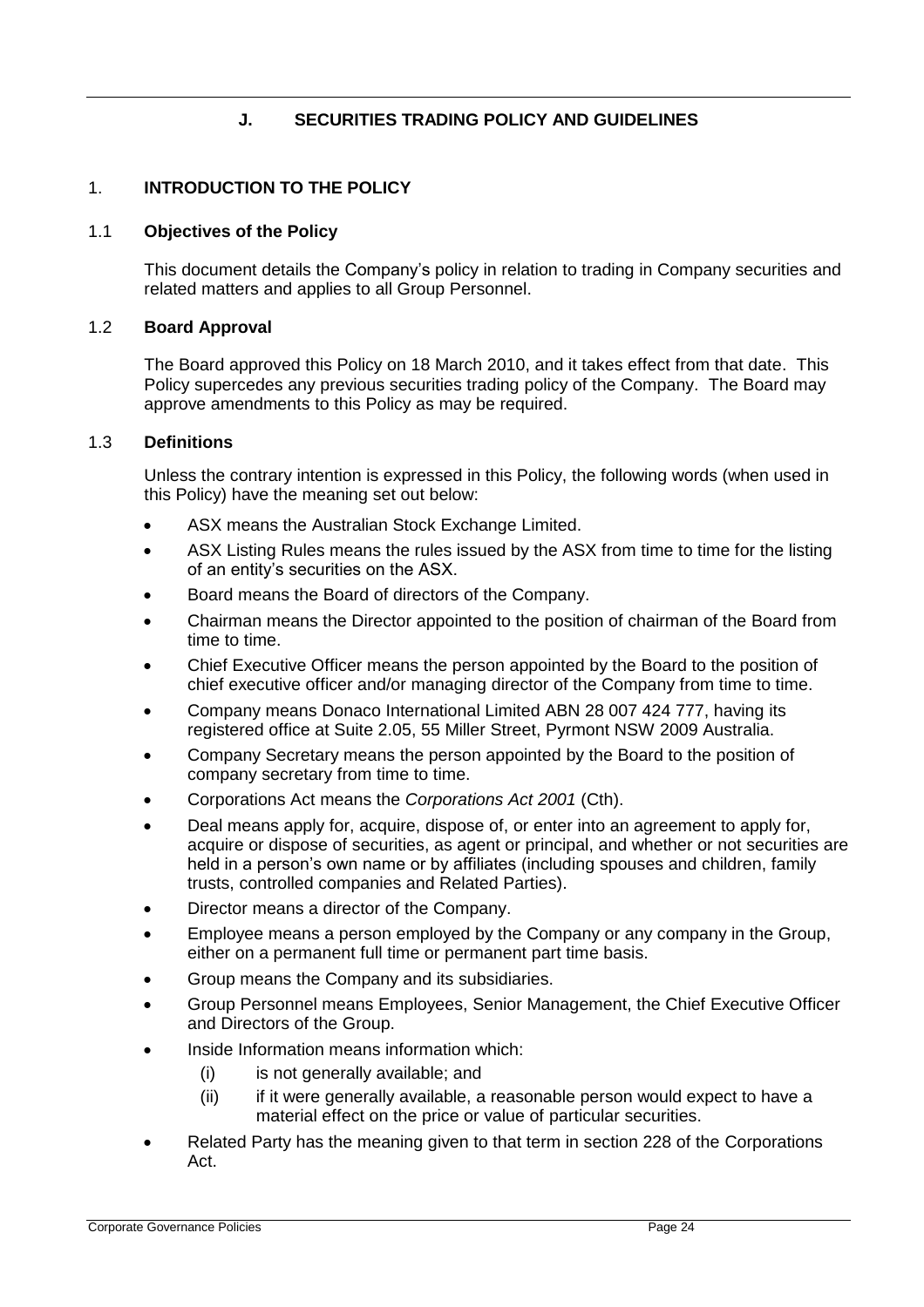## J. SECURITIES TRADING POLICY AND GUIDELINES

### 1. INTRODUCTION TO THE POLICY

#### 1.1 Objectives of the Policy

This document details the Company's policy in relation to trading in Company securities and related matters and applies to all Group Personnel.

#### 1.2 Board Approval

The Board approved this Policy on 18 March 2010, and it takes effect from that date. This Policy supercedes any previous securities trading policy of the Company. The Board may approve amendments to this Policy as may be required.

#### 1.3 Definitions

Unless the contrary intention is expressed in this Policy, the following words (when used in this Policy) have the meaning set out below:

- ASX means the Australian Stock Exchange Limited.
- ASX Listing Rules means the rules issued by the ASX from time to time for the listing of an entity's securities on the ASX.
- Board means the Board of directors of the Company.
- Chairman means the Director appointed to the position of chairman of the Board from time to time.
- Chief Executive Officer means the person appointed by the Board to the position of chief executive officer and/or managing director of the Company from time to time.
- Company means Donaco International Limited ABN 28 007 424 777, having its registered office at Suite 2.05, 55 Miller Street, Pyrmont NSW 2009 Australia.
- Company Secretary means the person appointed by the Board to the position of company secretary from time to time.
- Corporations Act means the *Corporations Act 2001* (Cth).
- Deal means apply for, acquire, dispose of, or enter into an agreement to apply for, acquire or dispose of securities, as agent or principal, and whether or not securities are held in a person's own name or by affiliates (including spouses and children, family trusts, controlled companies and Related Parties).
- Director means a director of the Company.
- Employee means a person employed by the Company or any company in the Group, either on a permanent full time or permanent part time basis.
- Group means the Company and its subsidiaries.
- Group Personnel means Employees, Senior Management, the Chief Executive Officer and Directors of the Group.
- Inside Information means information which:
  - (i) is not generally available; and
  - (ii) if it were generally available, a reasonable person would expect to have a material effect on the price or value of particular securities.
- Related Party has the meaning given to that term in section 228 of the Corporations Act.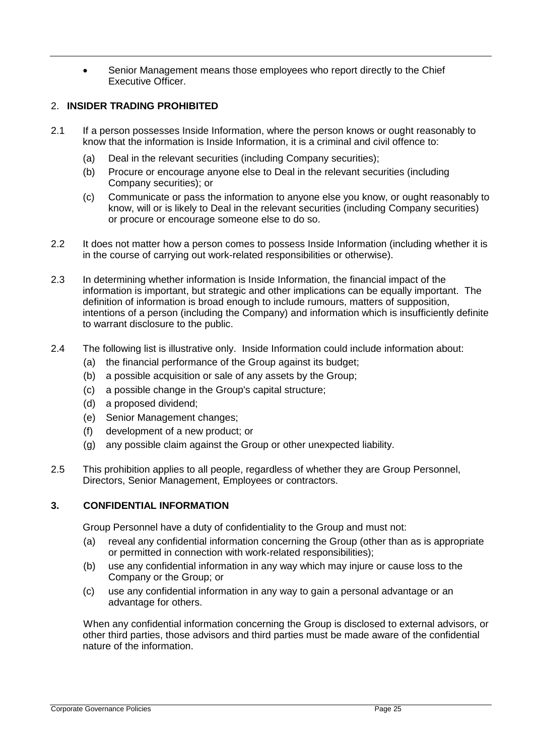- Senior Management means those employees who report directly to the Chief Executive Officer.

## 2. INSIDER TRADING PROHIBITED

2.1 If a person possesses Inside Information, where the person knows or ought reasonably to know that the information is Inside Information, it is a criminal and civil offence to:

(a) Deal in the relevant securities (including Company securities);

(b) Procure or encourage anyone else to Deal in the relevant securities (including Company securities); or

(c) Communicate or pass the information to anyone else you know, or ought reasonably to know, will or is likely to Deal in the relevant securities (including Company securities) or procure or encourage someone else to do so.

2.2 It does not matter how a person comes to possess Inside Information (including whether it is in the course of carrying out work-related responsibilities or otherwise).

2.3 In determining whether information is Inside Information, the financial impact of the information is important, but strategic and other implications can be equally important. The definition of information is broad enough to include rumours, matters of supposition, intentions of a person (including the Company) and information which is insufficiently definite to warrant disclosure to the public.

2.4 The following list is illustrative only. Inside Information could include information about:

(a) the financial performance of the Group against its budget;

(b) a possible acquisition or sale of any assets by the Group;

(c) a possible change in the Group's capital structure;

(d) a proposed dividend;

(e) Senior Management changes;

(f) development of a new product; or

(g) any possible claim against the Group or other unexpected liability.

2.5 This prohibition applies to all people, regardless of whether they are Group Personnel, Directors, Senior Management, Employees or contractors.

## 3. CONFIDENTIAL INFORMATION

Group Personnel have a duty of confidentiality to the Group and must not:

(a) reveal any confidential information concerning the Group (other than as is appropriate or permitted in connection with work-related responsibilities);

(b) use any confidential information in any way which may injure or cause loss to the Company or the Group; or

(c) use any confidential information in any way to gain a personal advantage or an advantage for others.

When any confidential information concerning the Group is disclosed to external advisors, or other third parties, those advisors and third parties must be made aware of the confidential nature of the information.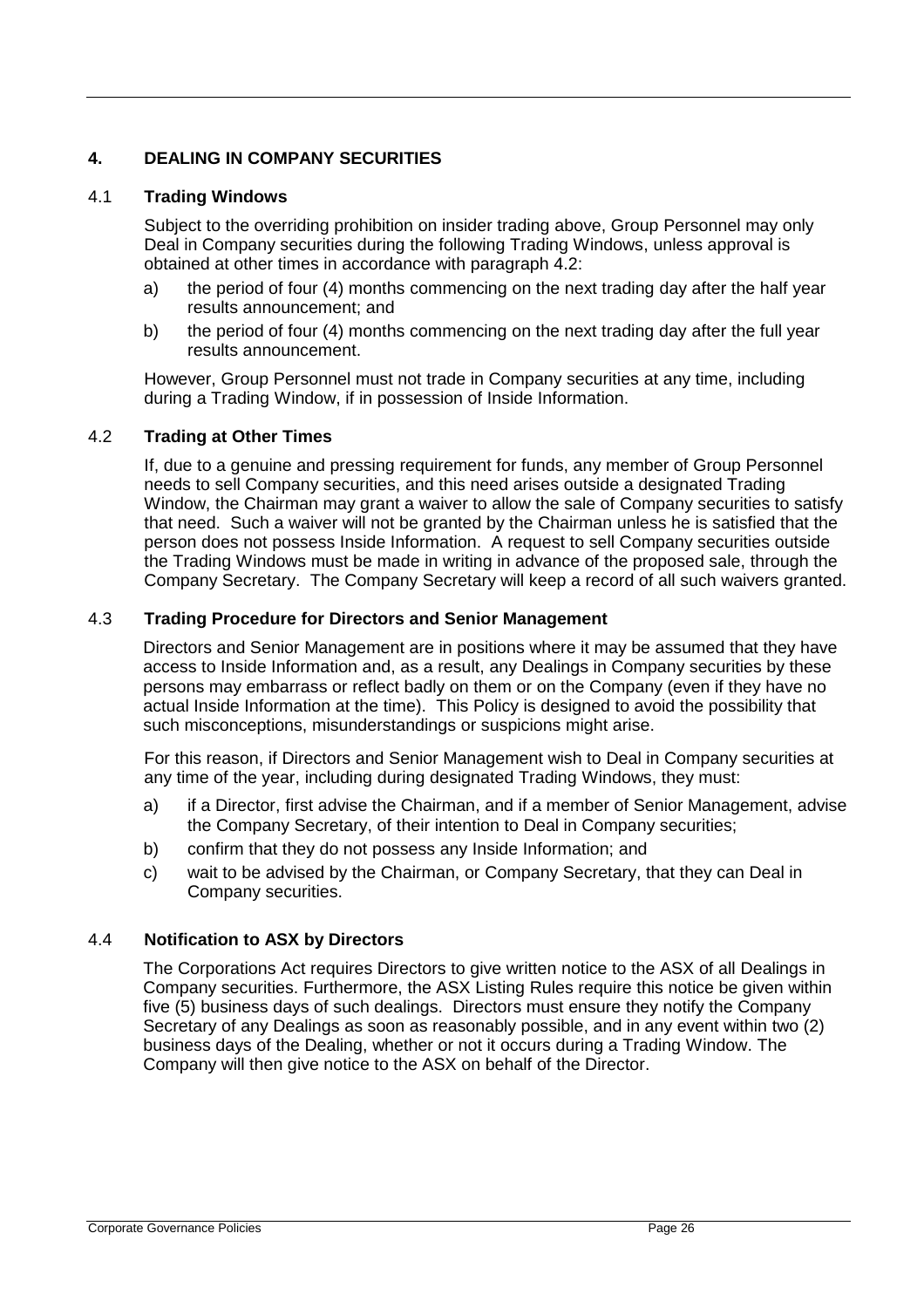## 4. DEALING IN COMPANY SECURITIES

### 4.1 Trading Windows

Subject to the overriding prohibition on insider trading above, Group Personnel may only Deal in Company securities during the following Trading Windows, unless approval is obtained at other times in accordance with paragraph 4.2:

a) the period of four (4) months commencing on the next trading day after the half year results announcement; and

b) the period of four (4) months commencing on the next trading day after the full year results announcement.

However, Group Personnel must not trade in Company securities at any time, including during a Trading Window, if in possession of Inside Information.

### 4.2 Trading at Other Times

If, due to a genuine and pressing requirement for funds, any member of Group Personnel needs to sell Company securities, and this need arises outside a designated Trading Window, the Chairman may grant a waiver to allow the sale of Company securities to satisfy that need. Such a waiver will not be granted by the Chairman unless he is satisfied that the person does not possess Inside Information. A request to sell Company securities outside the Trading Windows must be made in writing in advance of the proposed sale, through the Company Secretary. The Company Secretary will keep a record of all such waivers granted.

### 4.3 Trading Procedure for Directors and Senior Management

Directors and Senior Management are in positions where it may be assumed that they have access to Inside Information and, as a result, any Dealings in Company securities by these persons may embarrass or reflect badly on them or on the Company (even if they have no actual Inside Information at the time). This Policy is designed to avoid the possibility that such misconceptions, misunderstandings or suspicions might arise.

For this reason, if Directors and Senior Management wish to Deal in Company securities at any time of the year, including during designated Trading Windows, they must:

a) if a Director, first advise the Chairman, and if a member of Senior Management, advise the Company Secretary, of their intention to Deal in Company securities;

b) confirm that they do not possess any Inside Information; and

c) wait to be advised by the Chairman, or Company Secretary, that they can Deal in Company securities.

### 4.4 Notification to ASX by Directors

The Corporations Act requires Directors to give written notice to the ASX of all Dealings in Company securities. Furthermore, the ASX Listing Rules require this notice be given within five (5) business days of such dealings. Directors must ensure they notify the Company Secretary of any Dealings as soon as reasonably possible, and in any event within two (2) business days of the Dealing, whether or not it occurs during a Trading Window. The Company will then give notice to the ASX on behalf of the Director.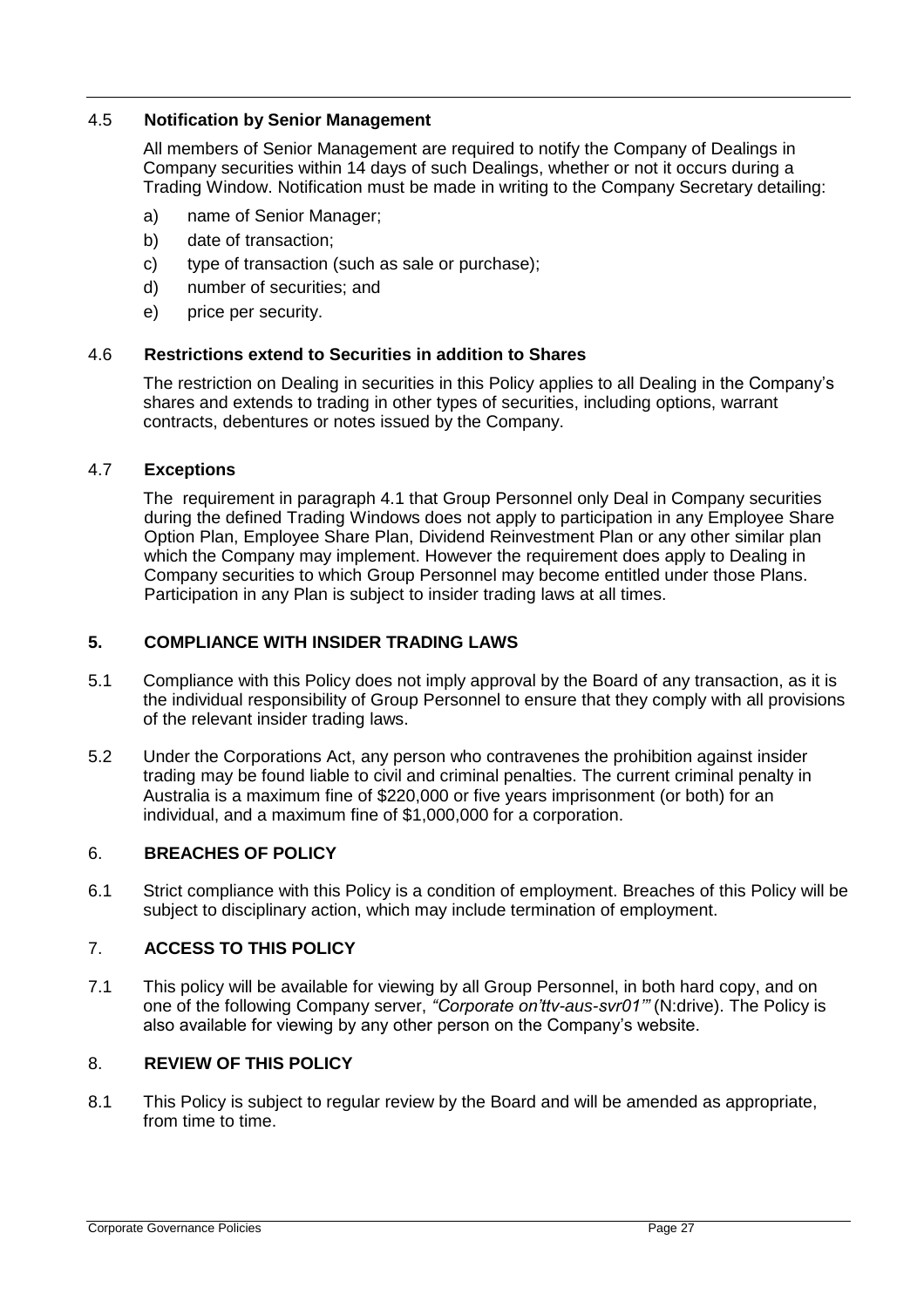### 4.5 Notification by Senior Management

All members of Senior Management are required to notify the Company of Dealings in Company securities within 14 days of such Dealings, whether or not it occurs during a Trading Window. Notification must be made in writing to the Company Secretary detailing:

a) name of Senior Manager;

b) date of transaction;

c) type of transaction (such as sale or purchase);

d) number of securities; and

e) price per security.

### 4.6 Restrictions extend to Securities in addition to Shares

The restriction on Dealing in securities in this Policy applies to all Dealing in the Company's shares and extends to trading in other types of securities, including options, warrant contracts, debentures or notes issued by the Company.

### 4.7 Exceptions

The requirement in paragraph 4.1 that Group Personnel only Deal in Company securities during the defined Trading Windows does not apply to participation in any Employee Share Option Plan, Employee Share Plan, Dividend Reinvestment Plan or any other similar plan which the Company may implement. However the requirement does apply to Dealing in Company securities to which Group Personnel may become entitled under those Plans. Participation in any Plan is subject to insider trading laws at all times.

## 5. COMPLIANCE WITH INSIDER TRADING LAWS

5.1 Compliance with this Policy does not imply approval by the Board of any transaction, as it is the individual responsibility of Group Personnel to ensure that they comply with all provisions of the relevant insider trading laws.

5.2 Under the Corporations Act, any person who contravenes the prohibition against insider trading may be found liable to civil and criminal penalties. The current criminal penalty in Australia is a maximum fine of $220,000 or five years imprisonment (or both) for an individual, and a maximum fine of $1,000,000 for a corporation.

## 6. BREACHES OF POLICY

6.1 Strict compliance with this Policy is a condition of employment. Breaches of this Policy will be subject to disciplinary action, which may include termination of employment.

## 7. ACCESS TO THIS POLICY

7.1 This policy will be available for viewing by all Group Personnel, in both hard copy, and on one of the following Company server, *"Corporate on'ttv-aus-svr01'"* (N:drive). The Policy is also available for viewing by any other person on the Company's website.

## 8. REVIEW OF THIS POLICY

8.1 This Policy is subject to regular review by the Board and will be amended as appropriate, from time to time.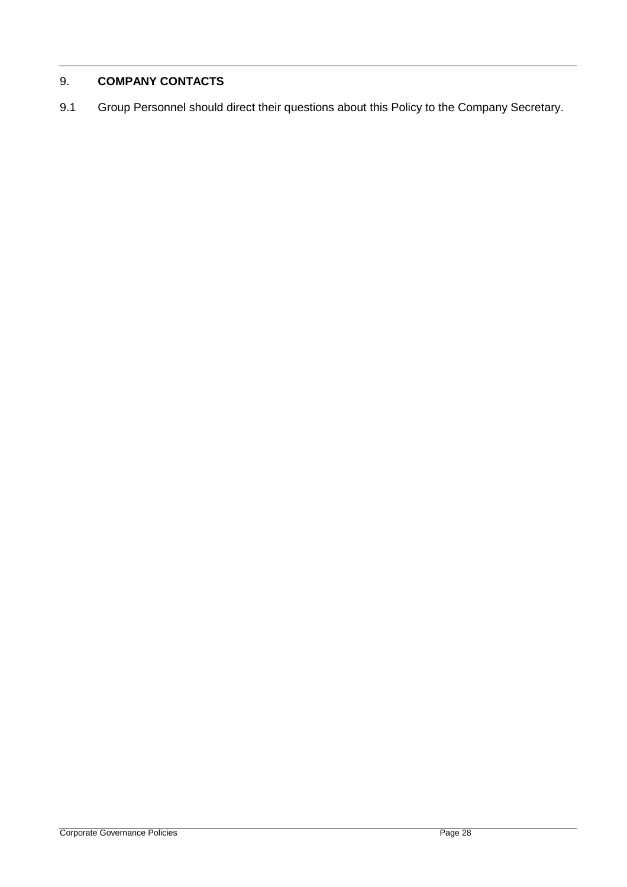## 9. COMPANY CONTACTS

9.1 Group Personnel should direct their questions about this Policy to the Company Secretary.